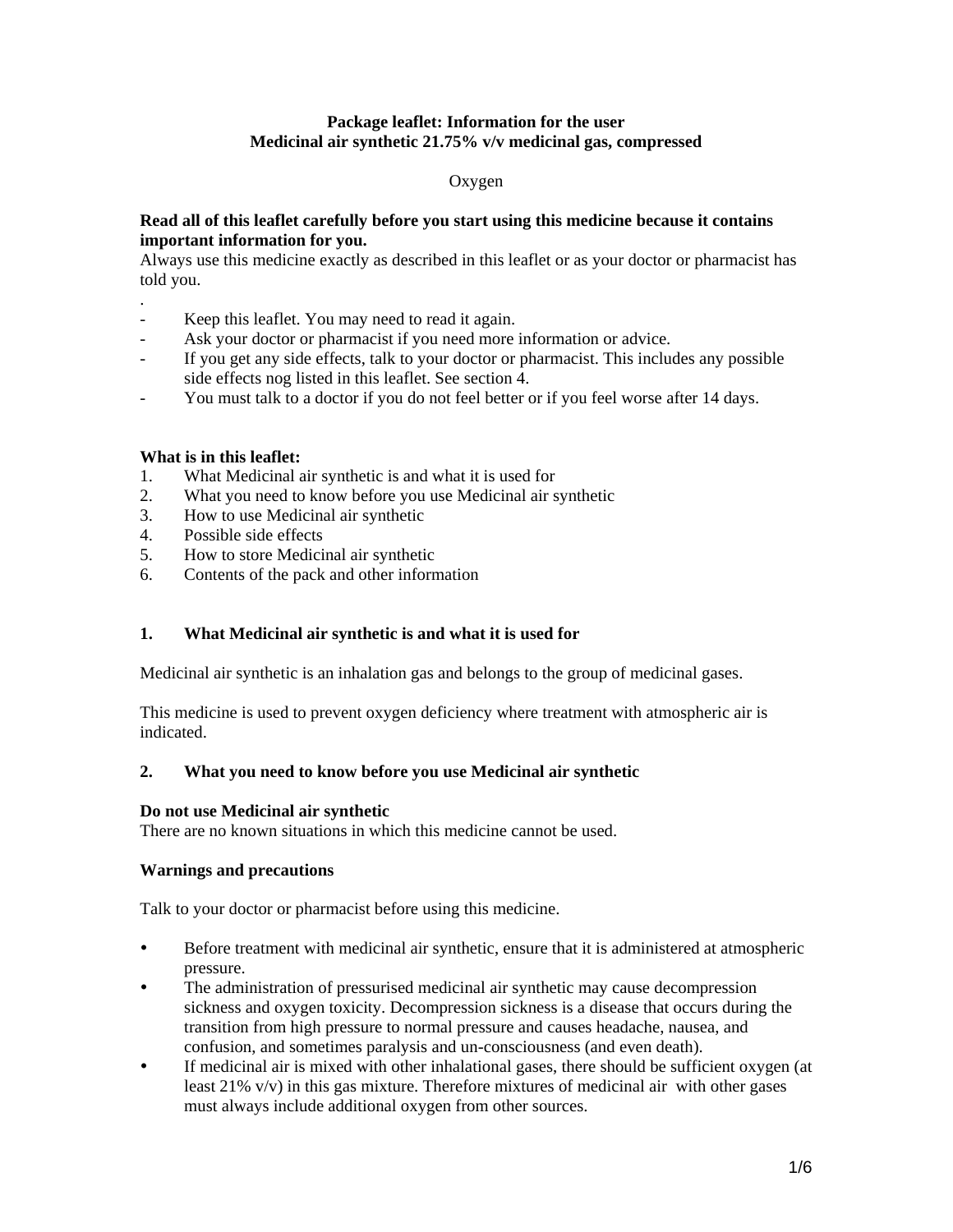**Package leaflet: Information for the user**
**Medicinal air synthetic 21.75% v/v medicinal gas, compressed**

Oxygen

**Read all of this leaflet carefully before you start using this medicine because it contains important information for you.**
Always use this medicine exactly as described in this leaflet or as your doctor or pharmacist has told you.

.

- Keep this leaflet. You may need to read it again.
- Ask your doctor or pharmacist if you need more information or advice.
- If you get any side effects, talk to your doctor or pharmacist. This includes any possible side effects nog listed in this leaflet. See section 4.
- You must talk to a doctor if you do not feel better or if you feel worse after 14 days.

**What is in this leaflet:**

1. What Medicinal air synthetic is and what it is used for
2. What you need to know before you use Medicinal air synthetic
3. How to use Medicinal air synthetic
4. Possible side effects
5. How to store Medicinal air synthetic
6. Contents of the pack and other information

## 1. What Medicinal air synthetic is and what it is used for

Medicinal air synthetic is an inhalation gas and belongs to the group of medicinal gases.

This medicine is used to prevent oxygen deficiency where treatment with atmospheric air is indicated.

## 2. What you need to know before you use Medicinal air synthetic

**Do not use Medicinal air synthetic**
There are no known situations in which this medicine cannot be used.

**Warnings and precautions**

Talk to your doctor or pharmacist before using this medicine.

- Before treatment with medicinal air synthetic, ensure that it is administered at atmospheric pressure.
- The administration of pressurised medicinal air synthetic may cause decompression sickness and oxygen toxicity. Decompression sickness is a disease that occurs during the transition from high pressure to normal pressure and causes headache, nausea, and confusion, and sometimes paralysis and un-consciousness (and even death).
- If medicinal air is mixed with other inhalational gases, there should be sufficient oxygen (at least 21% v/v) in this gas mixture. Therefore mixtures of medicinal air with other gases must always include additional oxygen from other sources.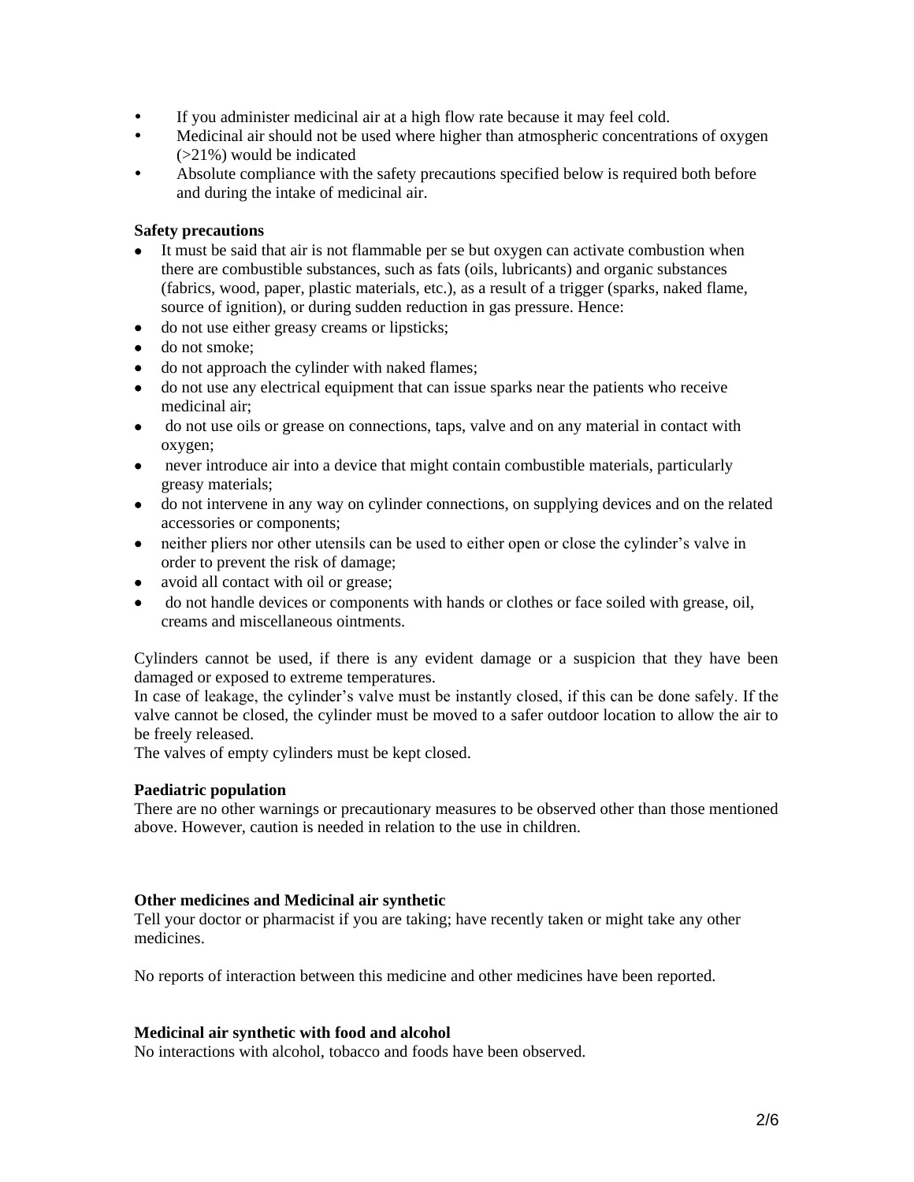- If you administer medicinal air at a high flow rate because it may feel cold.
- Medicinal air should not be used where higher than atmospheric concentrations of oxygen (>21%) would be indicated
- Absolute compliance with the safety precautions specified below is required both before and during the intake of medicinal air.

**Safety precautions**

- It must be said that air is not flammable per se but oxygen can activate combustion when there are combustible substances, such as fats (oils, lubricants) and organic substances (fabrics, wood, paper, plastic materials, etc.), as a result of a trigger (sparks, naked flame, source of ignition), or during sudden reduction in gas pressure. Hence:
- do not use either greasy creams or lipsticks;
- do not smoke;
- do not approach the cylinder with naked flames;
- do not use any electrical equipment that can issue sparks near the patients who receive medicinal air;
- do not use oils or grease on connections, taps, valve and on any material in contact with oxygen;
- never introduce air into a device that might contain combustible materials, particularly greasy materials;
- do not intervene in any way on cylinder connections, on supplying devices and on the related accessories or components;
- neither pliers nor other utensils can be used to either open or close the cylinder's valve in order to prevent the risk of damage;
- avoid all contact with oil or grease;
- do not handle devices or components with hands or clothes or face soiled with grease, oil, creams and miscellaneous ointments.

Cylinders cannot be used, if there is any evident damage or a suspicion that they have been damaged or exposed to extreme temperatures.
In case of leakage, the cylinder's valve must be instantly closed, if this can be done safely. If the valve cannot be closed, the cylinder must be moved to a safer outdoor location to allow the air to be freely released.
The valves of empty cylinders must be kept closed.

**Paediatric population**

There are no other warnings or precautionary measures to be observed other than those mentioned above. However, caution is needed in relation to the use in children.

**Other medicines and Medicinal air synthetic**

Tell your doctor or pharmacist if you are taking; have recently taken or might take any other medicines.

No reports of interaction between this medicine and other medicines have been reported.

**Medicinal air synthetic with food and alcohol**

No interactions with alcohol, tobacco and foods have been observed.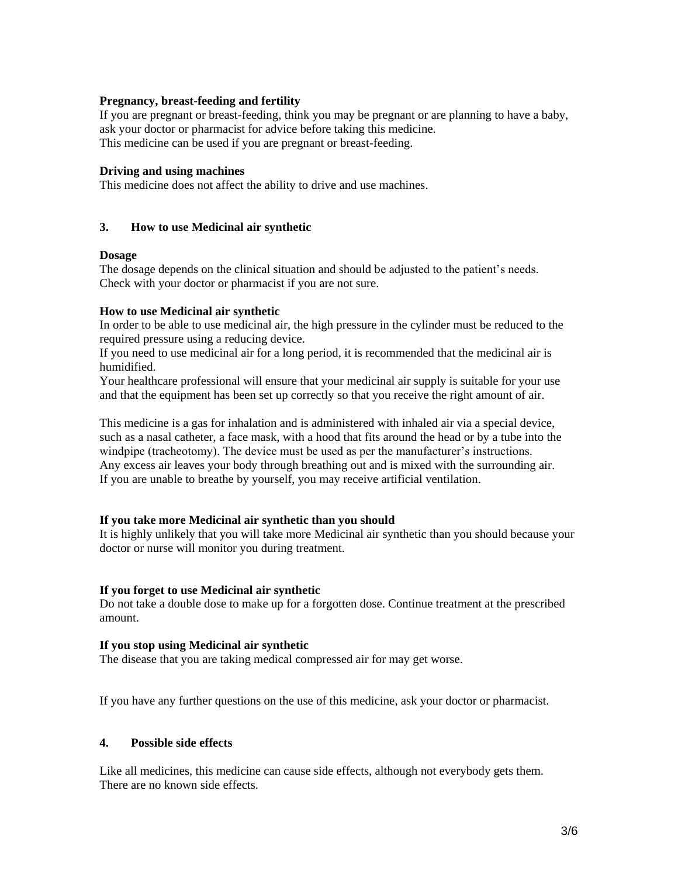**Pregnancy, breast-feeding and fertility**

If you are pregnant or breast-feeding, think you may be pregnant or are planning to have a baby, ask your doctor or pharmacist for advice before taking this medicine.
This medicine can be used if you are pregnant or breast-feeding.

**Driving and using machines**

This medicine does not affect the ability to drive and use machines.

## 3. How to use Medicinal air synthetic

**Dosage**

The dosage depends on the clinical situation and should be adjusted to the patient's needs.
Check with your doctor or pharmacist if you are not sure.

**How to use Medicinal air synthetic**

In order to be able to use medicinal air, the high pressure in the cylinder must be reduced to the required pressure using a reducing device.
If you need to use medicinal air for a long period, it is recommended that the medicinal air is humidified.
Your healthcare professional will ensure that your medicinal air supply is suitable for your use and that the equipment has been set up correctly so that you receive the right amount of air.

This medicine is a gas for inhalation and is administered with inhaled air via a special device, such as a nasal catheter, a face mask, with a hood that fits around the head or by a tube into the windpipe (tracheotomy). The device must be used as per the manufacturer's instructions.
Any excess air leaves your body through breathing out and is mixed with the surrounding air.
If you are unable to breathe by yourself, you may receive artificial ventilation.

**If you take more Medicinal air synthetic than you should**

It is highly unlikely that you will take more Medicinal air synthetic than you should because your doctor or nurse will monitor you during treatment.

**If you forget to use Medicinal air synthetic**

Do not take a double dose to make up for a forgotten dose. Continue treatment at the prescribed amount.

**If you stop using Medicinal air synthetic**

The disease that you are taking medical compressed air for may get worse.

If you have any further questions on the use of this medicine, ask your doctor or pharmacist.

## 4. Possible side effects

Like all medicines, this medicine can cause side effects, although not everybody gets them.
There are no known side effects.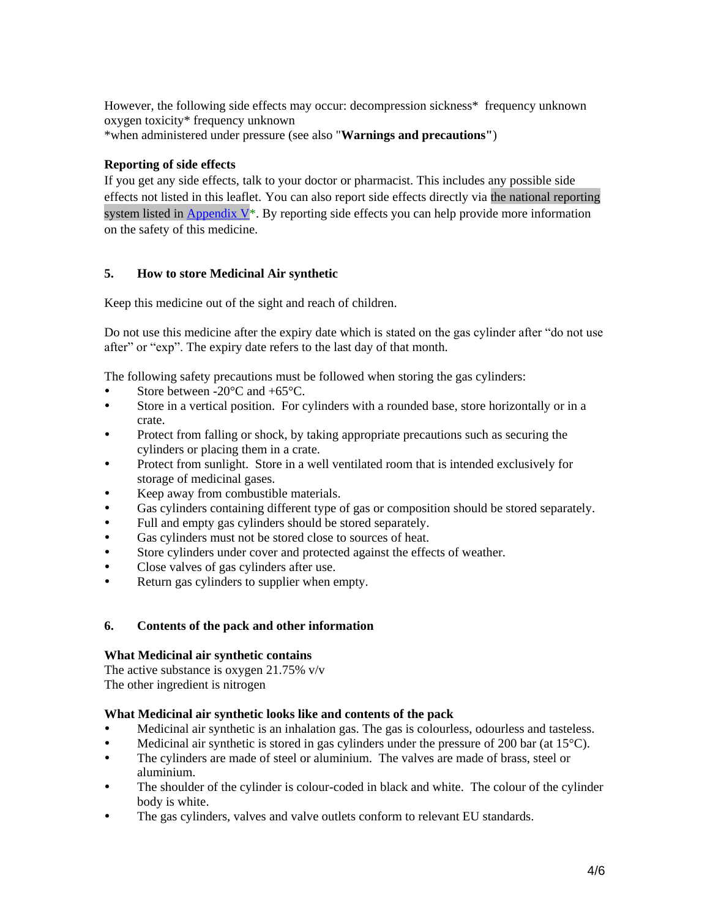However, the following side effects may occur: decompression sickness* frequency unknown
oxygen toxicity* frequency unknown
*when administered under pressure (see also "**Warnings and precautions"**)

**Reporting of side effects**

If you get any side effects, talk to your doctor or pharmacist. This includes any possible side effects not listed in this leaflet. You can also report side effects directly via the national reporting system listed in Appendix V*. By reporting side effects you can help provide more information on the safety of this medicine.

## 5. How to store Medicinal Air synthetic

Keep this medicine out of the sight and reach of children.

Do not use this medicine after the expiry date which is stated on the gas cylinder after "do not use after" or "exp". The expiry date refers to the last day of that month.

The following safety precautions must be followed when storing the gas cylinders:

- Store between -20°C and +65°C.
- Store in a vertical position. For cylinders with a rounded base, store horizontally or in a crate.
- Protect from falling or shock, by taking appropriate precautions such as securing the cylinders or placing them in a crate.
- Protect from sunlight. Store in a well ventilated room that is intended exclusively for storage of medicinal gases.
- Keep away from combustible materials.
- Gas cylinders containing different type of gas or composition should be stored separately.
- Full and empty gas cylinders should be stored separately.
- Gas cylinders must not be stored close to sources of heat.
- Store cylinders under cover and protected against the effects of weather.
- Close valves of gas cylinders after use.
- Return gas cylinders to supplier when empty.

## 6. Contents of the pack and other information

**What Medicinal air synthetic contains**

The active substance is oxygen 21.75% v/v
The other ingredient is nitrogen

**What Medicinal air synthetic looks like and contents of the pack**

- Medicinal air synthetic is an inhalation gas. The gas is colourless, odourless and tasteless.
- Medicinal air synthetic is stored in gas cylinders under the pressure of 200 bar (at 15°C).
- The cylinders are made of steel or aluminium. The valves are made of brass, steel or aluminium.
- The shoulder of the cylinder is colour-coded in black and white. The colour of the cylinder body is white.
- The gas cylinders, valves and valve outlets conform to relevant EU standards.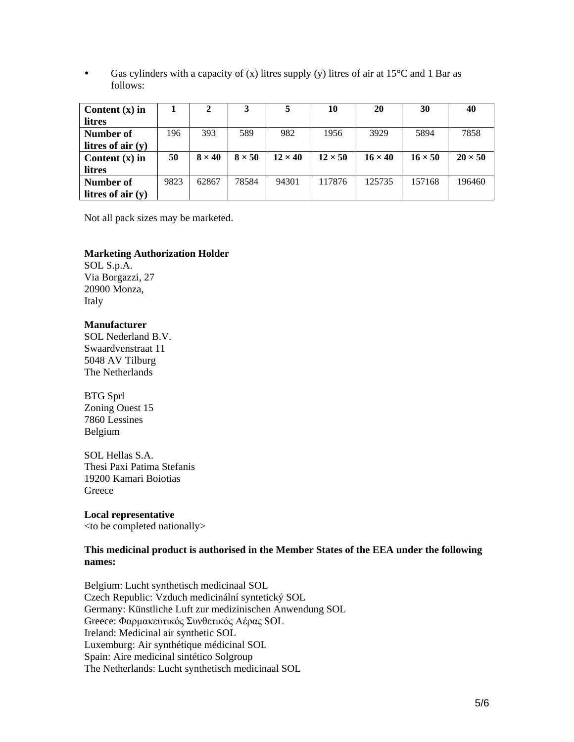- Gas cylinders with a capacity of (x) litres supply (y) litres of air at 15°C and 1 Bar as follows:

| **Content (x) in litres** | **1** | **2** | **3** | **5** | **10** | **20** | **30** | **40** |
|---|---|---|---|---|---|---|---|---|
| **Number of litres of air (y)** | 196 | 393 | 589 | 982 | 1956 | 3929 | 5894 | 7858 |
| **Content (x) in litres** | **50** | **8 × 40** | **8 × 50** | **12 × 40** | **12 × 50** | **16 × 40** | **16 × 50** | **20 × 50** |
| **Number of litres of air (y)** | 9823 | 62867 | 78584 | 94301 | 117876 | 125735 | 157168 | 196460 |

Not all pack sizes may be marketed.

**Marketing Authorization Holder**
SOL S.p.A.
Via Borgazzi, 27
20900 Monza,
Italy

**Manufacturer**
SOL Nederland B.V.
Swaardvenstraat 11
5048 AV Tilburg
The Netherlands

BTG Sprl
Zoning Ouest 15
7860 Lessines
Belgium

SOL Hellas S.A.
Thesi Paxi Patima Stefanis
19200 Kamari Boiotias
Greece

**Local representative**
<to be completed nationally>

**This medicinal product is authorised in the Member States of the EEA under the following names:**

Belgium: Lucht synthetisch medicinaal SOL
Czech Republic: Vzduch medicinální syntetický SOL
Germany: Künstliche Luft zur medizinischen Anwendung SOL
Greece: Φαρμακευτικός Συνθετικός Αέρας SOL
Ireland: Medicinal air synthetic SOL
Luxemburg: Air synthétique médicinal SOL
Spain: Aire medicinal sintético Solgroup
The Netherlands: Lucht synthetisch medicinaal SOL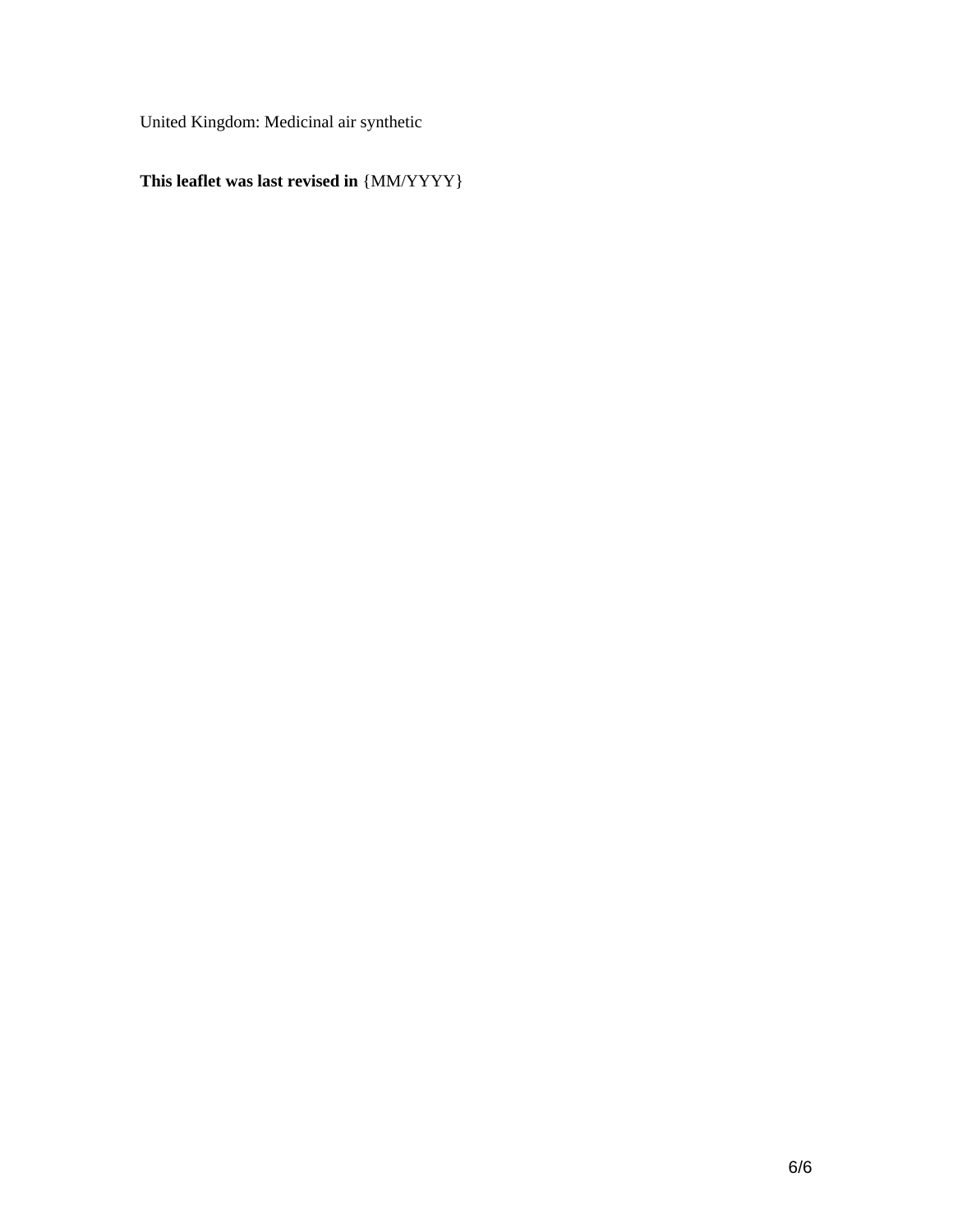United Kingdom: Medicinal air synthetic

**This leaflet was last revised in** {MM/YYYY}